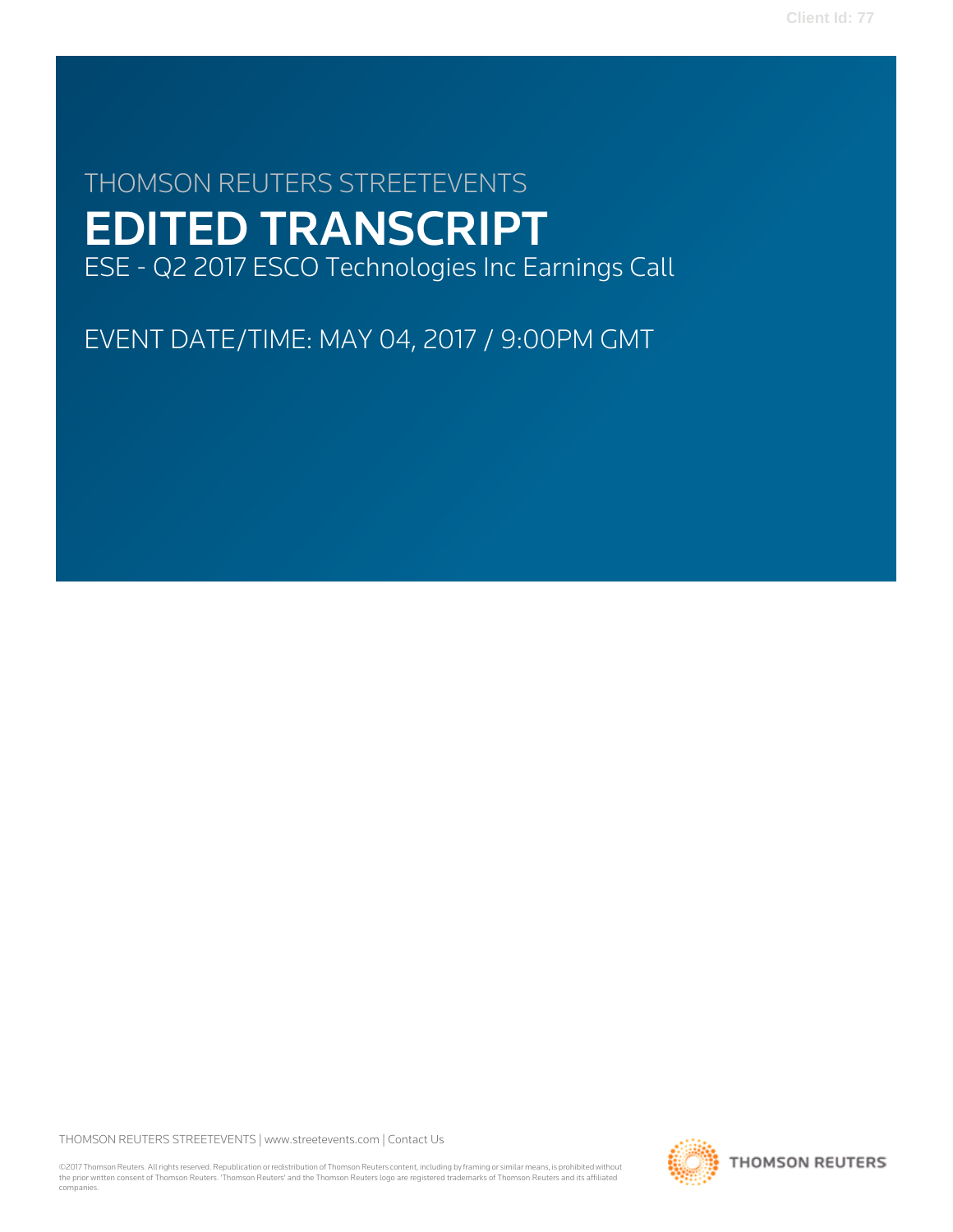THOMSON REUTERS STREETEVENTS

# EDITED TRANSCRIPT

ESE - Q2 2017 ESCO Technologies Inc Earnings Call

EVENT DATE/TIME: MAY 04, 2017 / 9:00PM GMT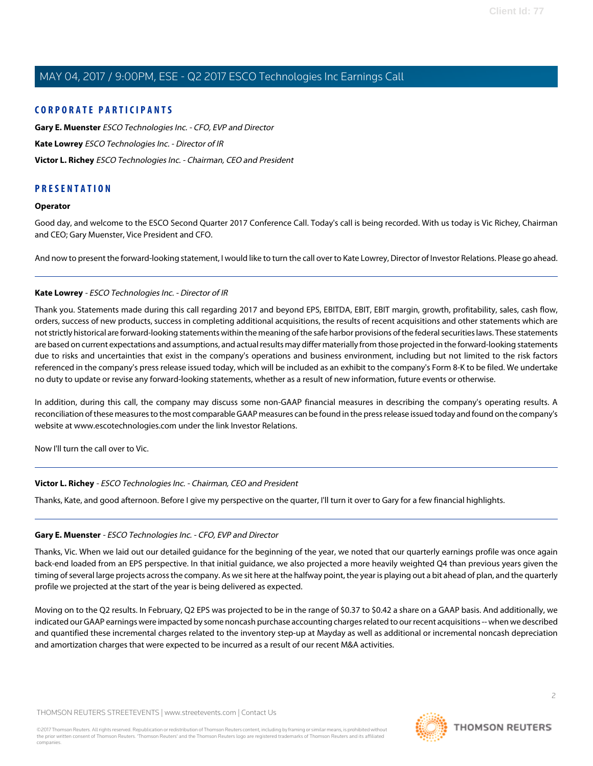## CORPORATE PARTICIPANTS

**Gary E. Muenster** *ESCO Technologies Inc. - CFO, EVP and Director*

**Kate Lowrey** *ESCO Technologies Inc. - Director of IR*

**Victor L. Richey** *ESCO Technologies Inc. - Chairman, CEO and President*

## PRESENTATION

### Operator

Good day, and welcome to the ESCO Second Quarter 2017 Conference Call. Today's call is being recorded. With us today is Vic Richey, Chairman and CEO; Gary Muenster, Vice President and CFO.

And now to present the forward-looking statement, I would like to turn the call over to Kate Lowrey, Director of Investor Relations. Please go ahead.

---

**Kate Lowrey** - *ESCO Technologies Inc. - Director of IR*

Thank you. Statements made during this call regarding 2017 and beyond EPS, EBITDA, EBIT, EBIT margin, growth, profitability, sales, cash flow, orders, success of new products, success in completing additional acquisitions, the results of recent acquisitions and other statements which are not strictly historical are forward-looking statements within the meaning of the safe harbor provisions of the federal securities laws. These statements are based on current expectations and assumptions, and actual results may differ materially from those projected in the forward-looking statements due to risks and uncertainties that exist in the company's operations and business environment, including but not limited to the risk factors referenced in the company's press release issued today, which will be included as an exhibit to the company's Form 8-K to be filed. We undertake no duty to update or revise any forward-looking statements, whether as a result of new information, future events or otherwise.

In addition, during this call, the company may discuss some non-GAAP financial measures in describing the company's operating results. A reconciliation of these measures to the most comparable GAAP measures can be found in the press release issued today and found on the company's website at www.escotechnologies.com under the link Investor Relations.

Now I'll turn the call over to Vic.

---

**Victor L. Richey** - *ESCO Technologies Inc. - Chairman, CEO and President*

Thanks, Kate, and good afternoon. Before I give my perspective on the quarter, I'll turn it over to Gary for a few financial highlights.

---

**Gary E. Muenster** - *ESCO Technologies Inc. - CFO, EVP and Director*

Thanks, Vic. When we laid out our detailed guidance for the beginning of the year, we noted that our quarterly earnings profile was once again back-end loaded from an EPS perspective. In that initial guidance, we also projected a more heavily weighted Q4 than previous years given the timing of several large projects across the company. As we sit here at the halfway point, the year is playing out a bit ahead of plan, and the quarterly profile we projected at the start of the year is being delivered as expected.

Moving on to the Q2 results. In February, Q2 EPS was projected to be in the range of $0.37 to $0.42 a share on a GAAP basis. And additionally, we indicated our GAAP earnings were impacted by some noncash purchase accounting charges related to our recent acquisitions -- when we described and quantified these incremental charges related to the inventory step-up at Mayday as well as additional or incremental noncash depreciation and amortization charges that were expected to be incurred as a result of our recent M&A activities.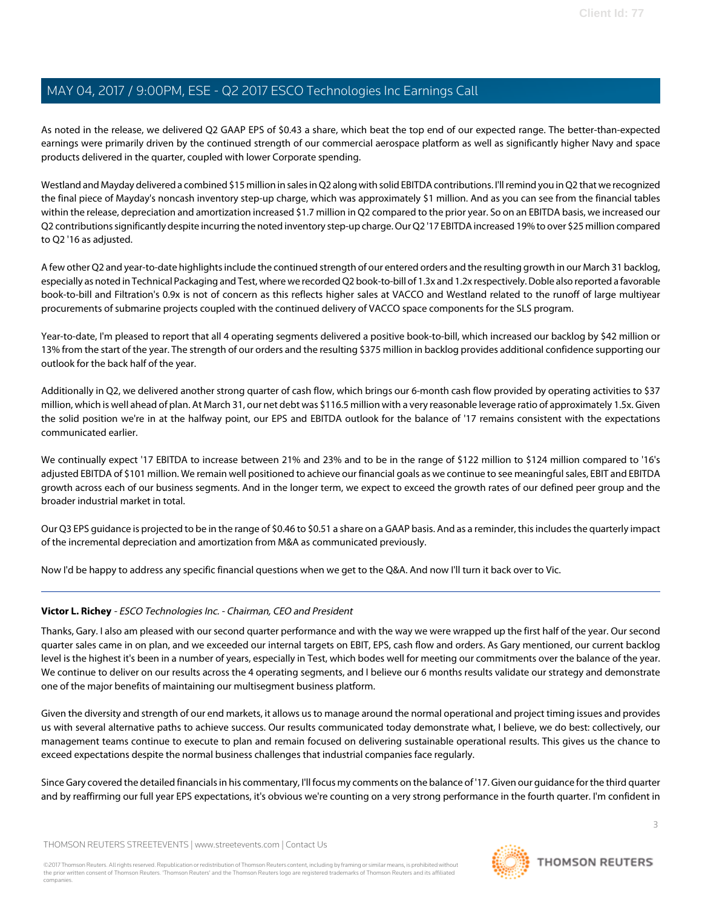As noted in the release, we delivered Q2 GAAP EPS of $0.43 a share, which beat the top end of our expected range. The better-than-expected earnings were primarily driven by the continued strength of our commercial aerospace platform as well as significantly higher Navy and space products delivered in the quarter, coupled with lower Corporate spending.

Westland and Mayday delivered a combined $15 million in sales in Q2 along with solid EBITDA contributions. I'll remind you in Q2 that we recognized the final piece of Mayday's noncash inventory step-up charge, which was approximately $1 million. And as you can see from the financial tables within the release, depreciation and amortization increased $1.7 million in Q2 compared to the prior year. So on an EBITDA basis, we increased our Q2 contributions significantly despite incurring the noted inventory step-up charge. Our Q2 '17 EBITDA increased 19% to over $25 million compared to Q2 '16 as adjusted.

A few other Q2 and year-to-date highlights include the continued strength of our entered orders and the resulting growth in our March 31 backlog, especially as noted in Technical Packaging and Test, where we recorded Q2 book-to-bill of 1.3x and 1.2x respectively. Doble also reported a favorable book-to-bill and Filtration's 0.9x is not of concern as this reflects higher sales at VACCO and Westland related to the runoff of large multiyear procurements of submarine projects coupled with the continued delivery of VACCO space components for the SLS program.

Year-to-date, I'm pleased to report that all 4 operating segments delivered a positive book-to-bill, which increased our backlog by $42 million or 13% from the start of the year. The strength of our orders and the resulting $375 million in backlog provides additional confidence supporting our outlook for the back half of the year.

Additionally in Q2, we delivered another strong quarter of cash flow, which brings our 6-month cash flow provided by operating activities to $37 million, which is well ahead of plan. At March 31, our net debt was $116.5 million with a very reasonable leverage ratio of approximately 1.5x. Given the solid position we're in at the halfway point, our EPS and EBITDA outlook for the balance of '17 remains consistent with the expectations communicated earlier.

We continually expect '17 EBITDA to increase between 21% and 23% and to be in the range of $122 million to $124 million compared to '16's adjusted EBITDA of $101 million. We remain well positioned to achieve our financial goals as we continue to see meaningful sales, EBIT and EBITDA growth across each of our business segments. And in the longer term, we expect to exceed the growth rates of our defined peer group and the broader industrial market in total.

Our Q3 EPS guidance is projected to be in the range of $0.46 to $0.51 a share on a GAAP basis. And as a reminder, this includes the quarterly impact of the incremental depreciation and amortization from M&A as communicated previously.

Now I'd be happy to address any specific financial questions when we get to the Q&A. And now I'll turn it back over to Vic.

---

**Victor L. Richey** - *ESCO Technologies Inc. - Chairman, CEO and President*

Thanks, Gary. I also am pleased with our second quarter performance and with the way we were wrapped up the first half of the year. Our second quarter sales came in on plan, and we exceeded our internal targets on EBIT, EPS, cash flow and orders. As Gary mentioned, our current backlog level is the highest it's been in a number of years, especially in Test, which bodes well for meeting our commitments over the balance of the year. We continue to deliver on our results across the 4 operating segments, and I believe our 6 months results validate our strategy and demonstrate one of the major benefits of maintaining our multisegment business platform.

Given the diversity and strength of our end markets, it allows us to manage around the normal operational and project timing issues and provides us with several alternative paths to achieve success. Our results communicated today demonstrate what, I believe, we do best: collectively, our management teams continue to execute to plan and remain focused on delivering sustainable operational results. This gives us the chance to exceed expectations despite the normal business challenges that industrial companies face regularly.

Since Gary covered the detailed financials in his commentary, I'll focus my comments on the balance of '17. Given our guidance for the third quarter and by reaffirming our full year EPS expectations, it's obvious we're counting on a very strong performance in the fourth quarter. I'm confident in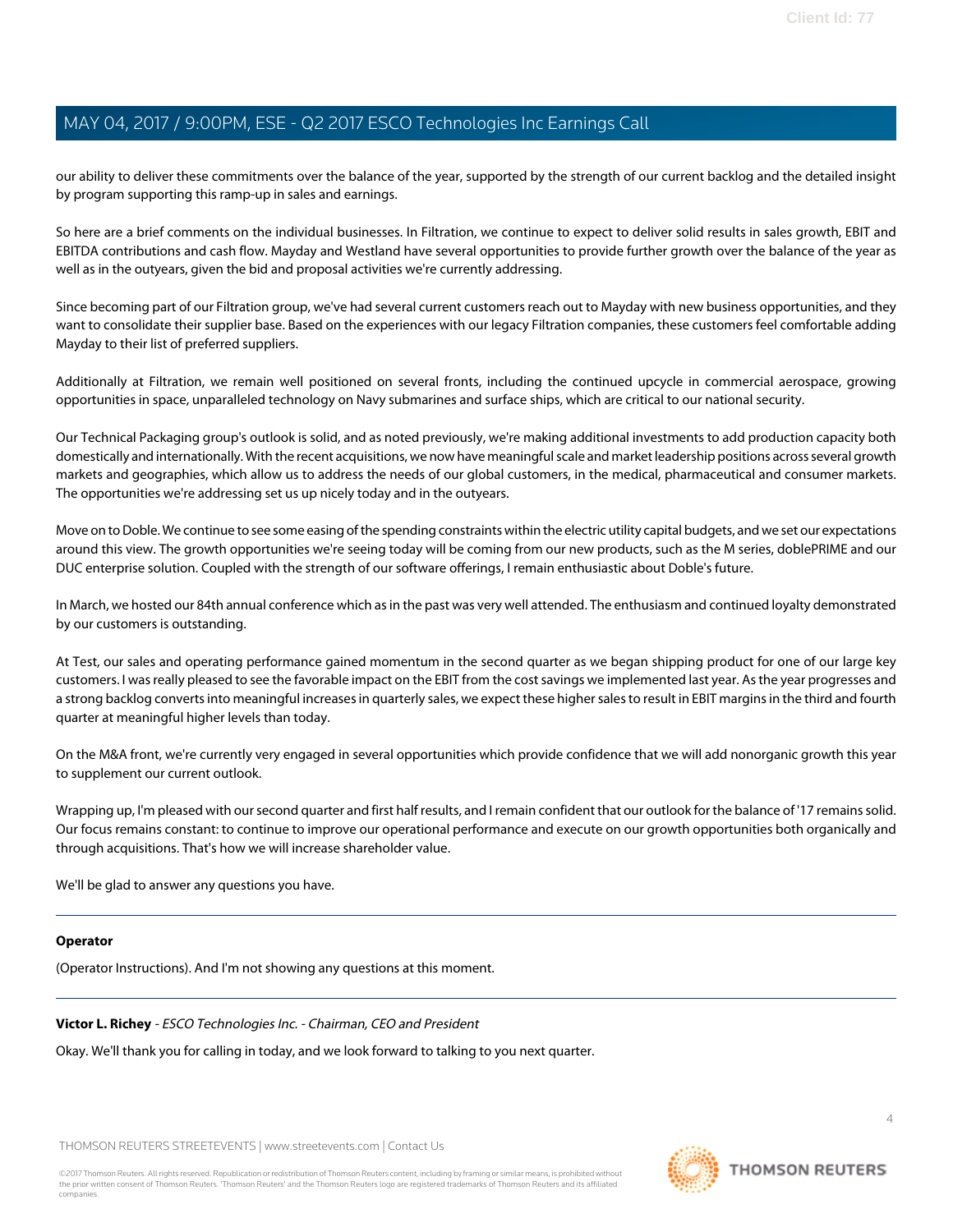our ability to deliver these commitments over the balance of the year, supported by the strength of our current backlog and the detailed insight by program supporting this ramp-up in sales and earnings.

So here are a brief comments on the individual businesses. In Filtration, we continue to expect to deliver solid results in sales growth, EBIT and EBITDA contributions and cash flow. Mayday and Westland have several opportunities to provide further growth over the balance of the year as well as in the outyears, given the bid and proposal activities we're currently addressing.

Since becoming part of our Filtration group, we've had several current customers reach out to Mayday with new business opportunities, and they want to consolidate their supplier base. Based on the experiences with our legacy Filtration companies, these customers feel comfortable adding Mayday to their list of preferred suppliers.

Additionally at Filtration, we remain well positioned on several fronts, including the continued upcycle in commercial aerospace, growing opportunities in space, unparalleled technology on Navy submarines and surface ships, which are critical to our national security.

Our Technical Packaging group's outlook is solid, and as noted previously, we're making additional investments to add production capacity both domestically and internationally. With the recent acquisitions, we now have meaningful scale and market leadership positions across several growth markets and geographies, which allow us to address the needs of our global customers, in the medical, pharmaceutical and consumer markets. The opportunities we're addressing set us up nicely today and in the outyears.

Move on to Doble. We continue to see some easing of the spending constraints within the electric utility capital budgets, and we set our expectations around this view. The growth opportunities we're seeing today will be coming from our new products, such as the M series, doblePRIME and our DUC enterprise solution. Coupled with the strength of our software offerings, I remain enthusiastic about Doble's future.

In March, we hosted our 84th annual conference which as in the past was very well attended. The enthusiasm and continued loyalty demonstrated by our customers is outstanding.

At Test, our sales and operating performance gained momentum in the second quarter as we began shipping product for one of our large key customers. I was really pleased to see the favorable impact on the EBIT from the cost savings we implemented last year. As the year progresses and a strong backlog converts into meaningful increases in quarterly sales, we expect these higher sales to result in EBIT margins in the third and fourth quarter at meaningful higher levels than today.

On the M&A front, we're currently very engaged in several opportunities which provide confidence that we will add nonorganic growth this year to supplement our current outlook.

Wrapping up, I'm pleased with our second quarter and first half results, and I remain confident that our outlook for the balance of '17 remains solid. Our focus remains constant: to continue to improve our operational performance and execute on our growth opportunities both organically and through acquisitions. That's how we will increase shareholder value.

We'll be glad to answer any questions you have.

---

**Operator**

(Operator Instructions). And I'm not showing any questions at this moment.

---

**Victor L. Richey** - *ESCO Technologies Inc. - Chairman, CEO and President*

Okay. We'll thank you for calling in today, and we look forward to talking to you next quarter.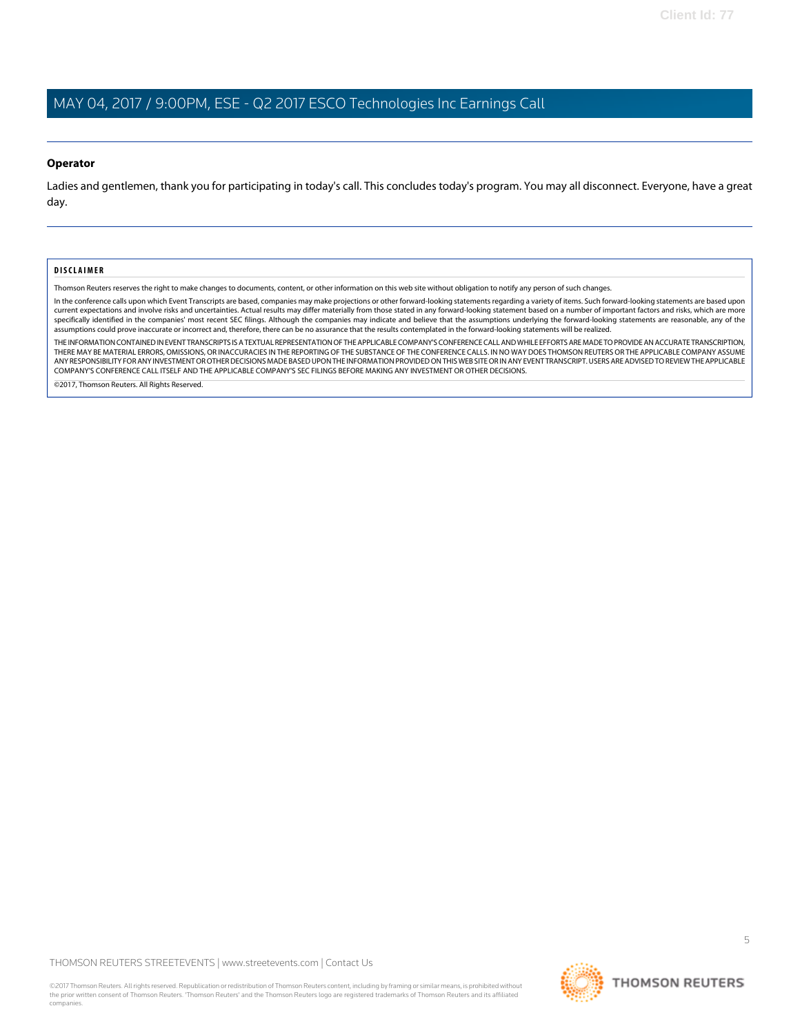**Operator**

Ladies and gentlemen, thank you for participating in today's call. This concludes today's program. You may all disconnect. Everyone, have a great day.

---

**DISCLAIMER**

Thomson Reuters reserves the right to make changes to documents, content, or other information on this web site without obligation to notify any person of such changes.

In the conference calls upon which Event Transcripts are based, companies may make projections or other forward-looking statements regarding a variety of items. Such forward-looking statements are based upon current expectations and involve risks and uncertainties. Actual results may differ materially from those stated in any forward-looking statement based on a number of important factors and risks, which are more specifically identified in the companies' most recent SEC filings. Although the companies may indicate and believe that the assumptions underlying the forward-looking statements are reasonable, any of the assumptions could prove inaccurate or incorrect and, therefore, there can be no assurance that the results contemplated in the forward-looking statements will be realized.

THE INFORMATION CONTAINED IN EVENT TRANSCRIPTS IS A TEXTUAL REPRESENTATION OF THE APPLICABLE COMPANY'S CONFERENCE CALL AND WHILE EFFORTS ARE MADE TO PROVIDE AN ACCURATE TRANSCRIPTION, THERE MAY BE MATERIAL ERRORS, OMISSIONS, OR INACCURACIES IN THE REPORTING OF THE SUBSTANCE OF THE CONFERENCE CALLS. IN NO WAY DOES THOMSON REUTERS OR THE APPLICABLE COMPANY ASSUME ANY RESPONSIBILITY FOR ANY INVESTMENT OR OTHER DECISIONS MADE BASED UPON THE INFORMATION PROVIDED ON THIS WEB SITE OR IN ANY EVENT TRANSCRIPT. USERS ARE ADVISED TO REVIEW THE APPLICABLE COMPANY'S CONFERENCE CALL ITSELF AND THE APPLICABLE COMPANY'S SEC FILINGS BEFORE MAKING ANY INVESTMENT OR OTHER DECISIONS.

©2017, Thomson Reuters. All Rights Reserved.